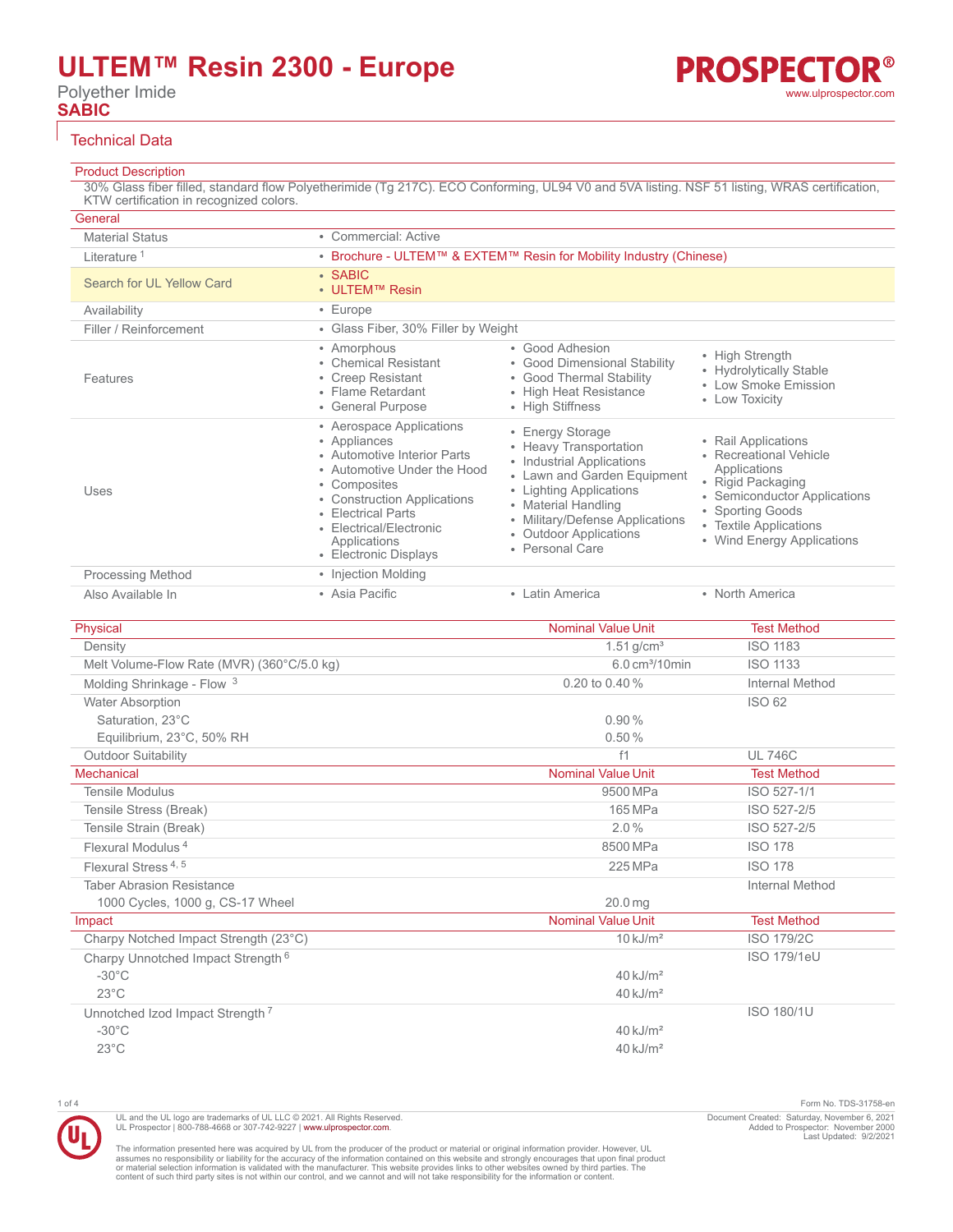# ULTEM™ Resin 2300 - Europe

Polyether Imide

**SABIC**

## Technical Data

### Product Description

30% Glass fiber filled, standard flow Polyetherimide (Tg 217C). ECO Conforming, UL94 V0 and 5VA listing. NSF 51 listing, WRAS certification, KTW certification in recognized colors.

### General

| | |
|---|---|
| Material Status | • Commercial: Active |
| Literature [1] | • Brochure - ULTEM™ & EXTEM™ Resin for Mobility Industry (Chinese) |
| Search for UL Yellow Card | • SABIC<br>• ULTEM™ Resin |
| Availability | • Europe |
| Filler / Reinforcement | • Glass Fiber, 30% Filler by Weight |
| Features | • Amorphous<br>• Chemical Resistant<br>• Creep Resistant<br>• Flame Retardant<br>• General Purpose<br>• Good Adhesion<br>• Good Dimensional Stability<br>• Good Thermal Stability<br>• High Heat Resistance<br>• High Stiffness<br>• High Strength<br>• Hydrolytically Stable<br>• Low Smoke Emission<br>• Low Toxicity |
| Uses | • Aerospace Applications<br>• Appliances<br>• Automotive Interior Parts<br>• Automotive Under the Hood<br>• Composites<br>• Construction Applications<br>• Electrical Parts<br>• Electrical/Electronic Applications<br>• Electronic Displays<br>• Energy Storage<br>• Heavy Transportation<br>• Industrial Applications<br>• Lawn and Garden Equipment<br>• Lighting Applications<br>• Material Handling<br>• Military/Defense Applications<br>• Outdoor Applications<br>• Personal Care<br>• Rail Applications<br>• Recreational Vehicle Applications<br>• Rigid Packaging<br>• Semiconductor Applications<br>• Sporting Goods<br>• Textile Applications<br>• Wind Energy Applications |
| Processing Method | • Injection Molding |
| Also Available In | • Asia Pacific<br>• Latin America<br>• North America |

| Physical | Nominal Value Unit | Test Method |
|---|---|---|
| Density | 1.51 g/cm³ | ISO 1183 |
| Melt Volume-Flow Rate (MVR) (360°C/5.0 kg) | 6.0 cm³/10min | ISO 1133 |
| Molding Shrinkage - Flow [3] | 0.20 to 0.40 % | Internal Method |
| Water Absorption | | ISO 62 |
| Saturation, 23°C | 0.90 % | |
| Equilibrium, 23°C, 50% RH | 0.50 % | |
| Outdoor Suitability | f1 | UL 746C |

| Mechanical | Nominal Value Unit | Test Method |
|---|---|---|
| Tensile Modulus | 9500 MPa | ISO 527-1/1 |
| Tensile Stress (Break) | 165 MPa | ISO 527-2/5 |
| Tensile Strain (Break) | 2.0 % | ISO 527-2/5 |
| Flexural Modulus [4] | 8500 MPa | ISO 178 |
| Flexural Stress [4, 5] | 225 MPa | ISO 178 |
| Taber Abrasion Resistance | | Internal Method |
| 1000 Cycles, 1000 g, CS-17 Wheel | 20.0 mg | |

| Impact | Nominal Value Unit | Test Method |
|---|---|---|
| Charpy Notched Impact Strength (23°C) | 10 kJ/m² | ISO 179/2C |
| Charpy Unnotched Impact Strength [6] | | ISO 179/1eU |
| -30°C | 40 kJ/m² | |
| 23°C | 40 kJ/m² | |
| Unnotched Izod Impact Strength [7] | | ISO 180/1U |
| -30°C | 40 kJ/m² | |
| 23°C | 40 kJ/m² | |

Form No. TDS-31758-en

UL and the UL logo are trademarks of UL LLC © 2021. All Rights Reserved.
UL Prospector | 800-788-4668 or 307-742-9227 | www.ulprospector.com.

Document Created: Saturday, November 6, 2021
Added to Prospector: November 2000
Last Updated: 9/2/2021

The information presented here was acquired by UL from the producer of the product or material or original information provider. However, UL assumes no responsibility or liability for the accuracy of the information contained on this website and strongly encourages that upon final product or material selection information is validated with the manufacturer. This website provides links to other websites owned by third parties. The content of such third party sites is not within our control, and we cannot and will not take responsibility for the information or content.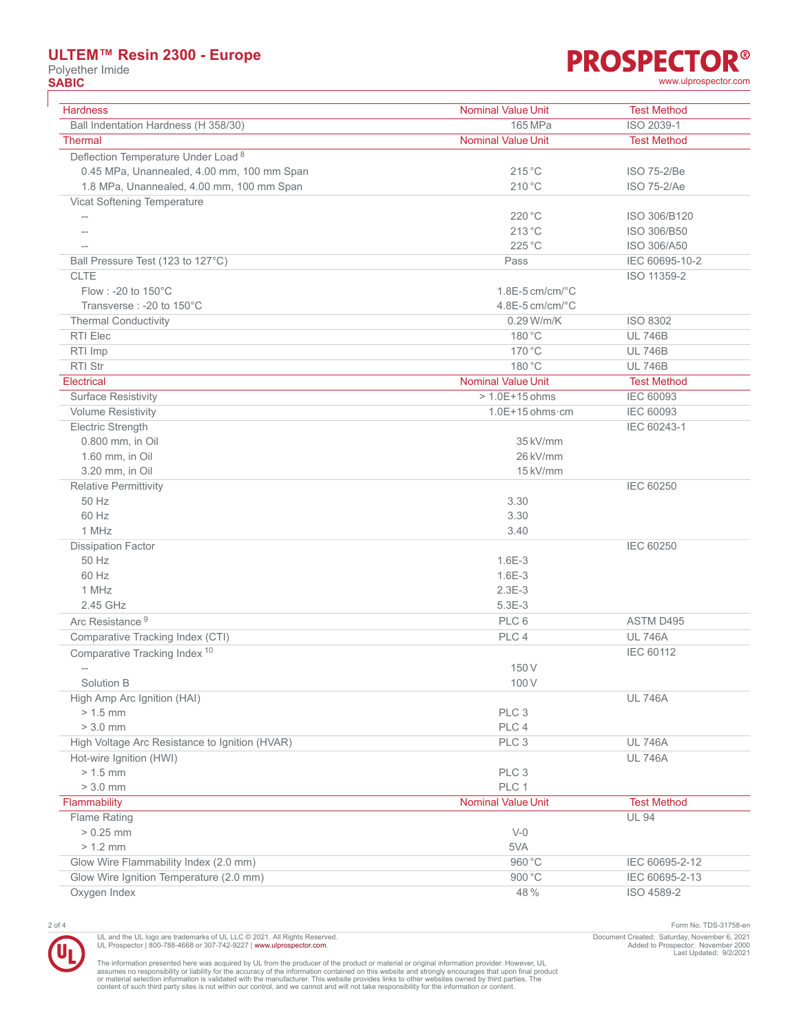| Hardness | Nominal Value Unit | Test Method |
|---|---|---|
| Ball Indentation Hardness (H 358/30) | 165 MPa | ISO 2039-1 |

| Thermal | Nominal Value Unit | Test Method |
|---|---|---|
| Deflection Temperature Under Load [8] | | |
| 0.45 MPa, Unannealed, 4.00 mm, 100 mm Span | 215 °C | ISO 75-2/Be |
| 1.8 MPa, Unannealed, 4.00 mm, 100 mm Span | 210 °C | ISO 75-2/Ae |
| Vicat Softening Temperature | | |
| -- | 220 °C | ISO 306/B120 |
| -- | 213 °C | ISO 306/B50 |
| -- | 225 °C | ISO 306/A50 |
| Ball Pressure Test (123 to 127°C) | Pass | IEC 60695-10-2 |
| CLTE | | ISO 11359-2 |
| Flow : -20 to 150°C | 1.8E-5 cm/cm/°C | |
| Transverse : -20 to 150°C | 4.8E-5 cm/cm/°C | |
| Thermal Conductivity | 0.29 W/m/K | ISO 8302 |
| RTI Elec | 180 °C | UL 746B |
| RTI Imp | 170 °C | UL 746B |
| RTI Str | 180 °C | UL 746B |

| Electrical | Nominal Value Unit | Test Method |
|---|---|---|
| Surface Resistivity | > 1.0E+15 ohms | IEC 60093 |
| Volume Resistivity | 1.0E+15 ohms·cm | IEC 60093 |
| Electric Strength | | IEC 60243-1 |
| 0.800 mm, in Oil | 35 kV/mm | |
| 1.60 mm, in Oil | 26 kV/mm | |
| 3.20 mm, in Oil | 15 kV/mm | |
| Relative Permittivity | | IEC 60250 |
| 50 Hz | 3.30 | |
| 60 Hz | 3.30 | |
| 1 MHz | 3.40 | |
| Dissipation Factor | | IEC 60250 |
| 50 Hz | 1.6E-3 | |
| 60 Hz | 1.6E-3 | |
| 1 MHz | 2.3E-3 | |
| 2.45 GHz | 5.3E-3 | |
| Arc Resistance [9] | PLC 6 | ASTM D495 |
| Comparative Tracking Index (CTI) | PLC 4 | UL 746A |
| Comparative Tracking Index [10] | | IEC 60112 |
| -- | 150 V | |
| Solution B | 100 V | |
| High Amp Arc Ignition (HAI) | | UL 746A |
| > 1.5 mm | PLC 3 | |
| > 3.0 mm | PLC 4 | |
| High Voltage Arc Resistance to Ignition (HVAR) | PLC 3 | UL 746A |
| Hot-wire Ignition (HWI) | | UL 746A |
| > 1.5 mm | PLC 3 | |
| > 3.0 mm | PLC 1 | |

| Flammability | Nominal Value Unit | Test Method |
|---|---|---|
| Flame Rating | | UL 94 |
| > 0.25 mm | V-0 | |
| > 1.2 mm | 5VA | |
| Glow Wire Flammability Index (2.0 mm) | 960 °C | IEC 60695-2-12 |
| Glow Wire Ignition Temperature (2.0 mm) | 900 °C | IEC 60695-2-13 |
| Oxygen Index | 48 % | ISO 4589-2 |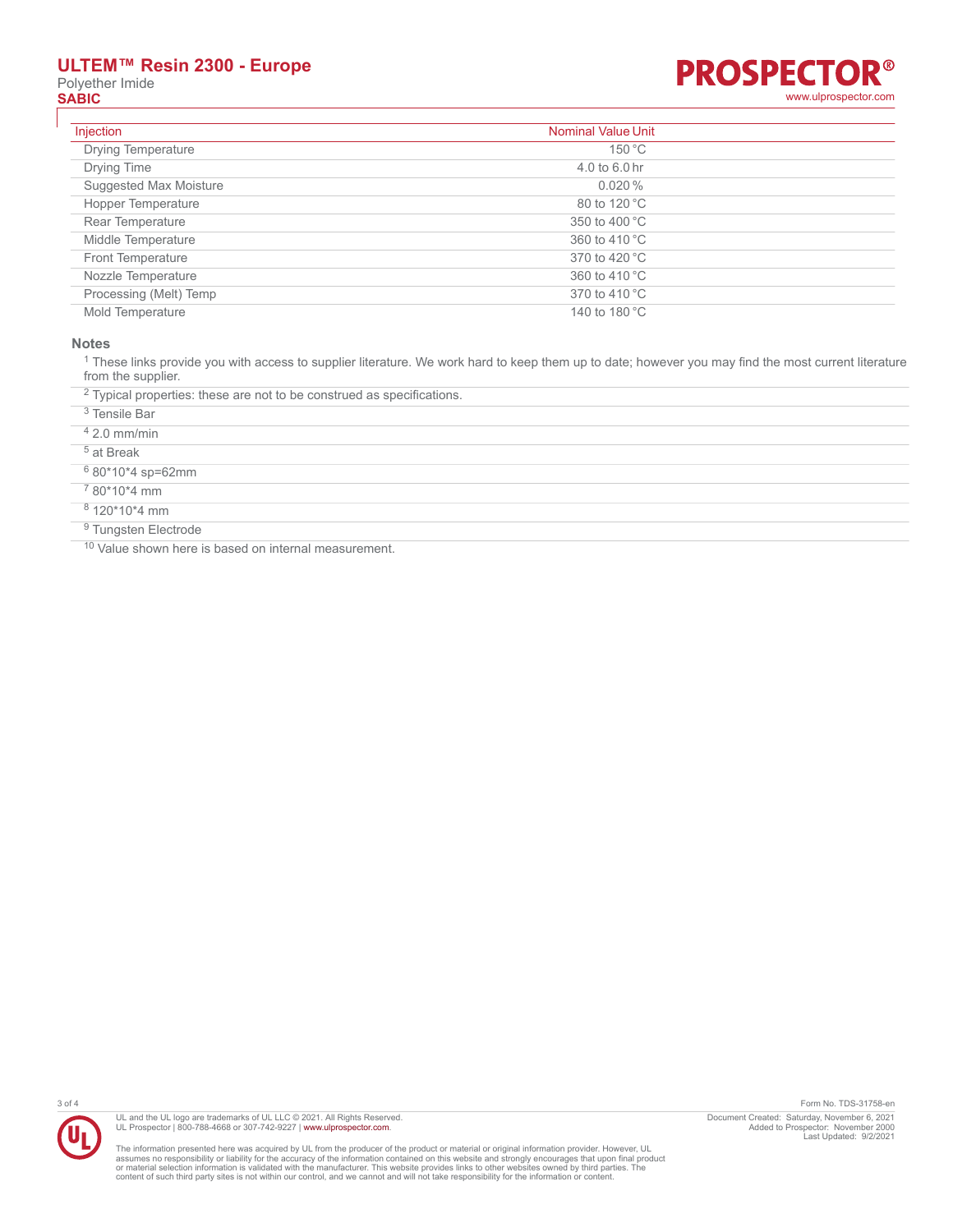| Injection | Nominal Value | Unit |
|---|---|---|
| Drying Temperature | 150 | °C |
| Drying Time | 4.0 to 6.0 | hr |
| Suggested Max Moisture | 0.020 | % |
| Hopper Temperature | 80 to 120 | °C |
| Rear Temperature | 350 to 400 | °C |
| Middle Temperature | 360 to 410 | °C |
| Front Temperature | 370 to 420 | °C |
| Nozzle Temperature | 360 to 410 | °C |
| Processing (Melt) Temp | 370 to 410 | °C |
| Mold Temperature | 140 to 180 | °C |

### Notes

[1] These links provide you with access to supplier literature. We work hard to keep them up to date; however you may find the most current literature from the supplier.

[2] Typical properties: these are not to be construed as specifications.

[3] Tensile Bar

[4] 2.0 mm/min

[5] at Break

[6] 80*10*4 sp=62mm

[7] 80*10*4 mm

[8] 120*10*4 mm

[9] Tungsten Electrode

[10] Value shown here is based on internal measurement.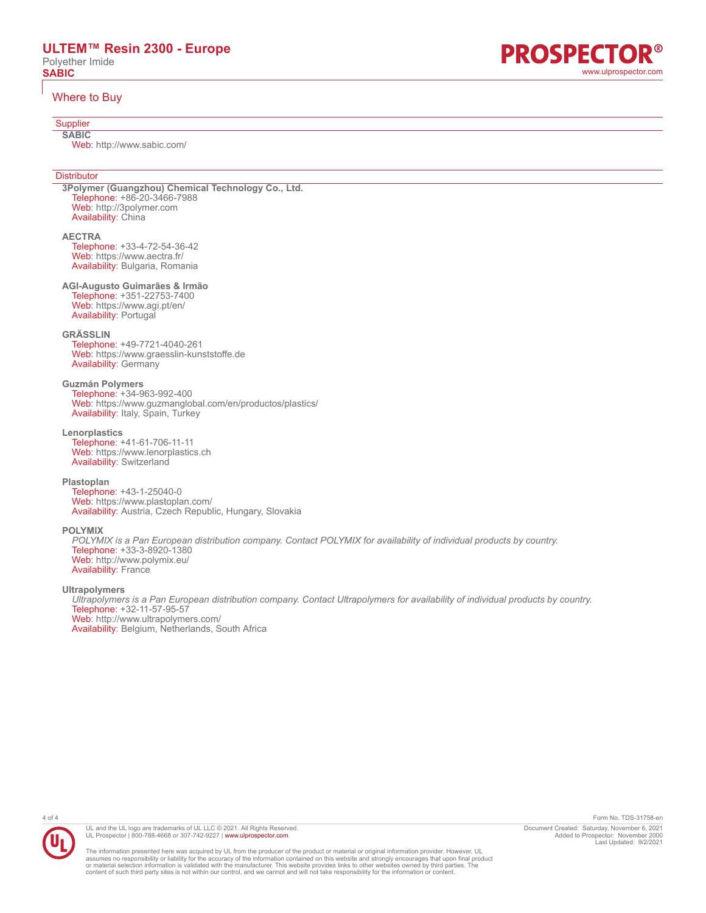## Where to Buy

### Supplier

**SABIC**
Web: http://www.sabic.com/

### Distributor

**3Polymer (Guangzhou) Chemical Technology Co., Ltd.**
Telephone: +86-20-3466-7988
Web: http://3polymer.com
Availability: China

**AECTRA**
Telephone: +33-4-72-54-36-42
Web: https://www.aectra.fr/
Availability: Bulgaria, Romania

**AGI-Augusto Guimarães & Irmão**
Telephone: +351-22753-7400
Web: https://www.agi.pt/en/
Availability: Portugal

**GRÄSSLIN**
Telephone: +49-7721-4040-261
Web: https://www.graesslin-kunststoffe.de
Availability: Germany

**Guzmán Polymers**
Telephone: +34-963-992-400
Web: https://www.guzmanglobal.com/en/productos/plastics/
Availability: Italy, Spain, Turkey

**Lenorplastics**
Telephone: +41-61-706-11-11
Web: https://www.lenorplastics.ch
Availability: Switzerland

**Plastoplan**
Telephone: +43-1-25040-0
Web: https://www.plastoplan.com/
Availability: Austria, Czech Republic, Hungary, Slovakia

**POLYMIX**
*POLYMIX is a Pan European distribution company. Contact POLYMIX for availability of individual products by country.*
Telephone: +33-3-8920-1380
Web: http://www.polymix.eu/
Availability: France

**Ultrapolymers**
*Ultrapolymers is a Pan European distribution company. Contact Ultrapolymers for availability of individual products by country.*
Telephone: +32-11-57-95-57
Web: http://www.ultrapolymers.com/
Availability: Belgium, Netherlands, South Africa